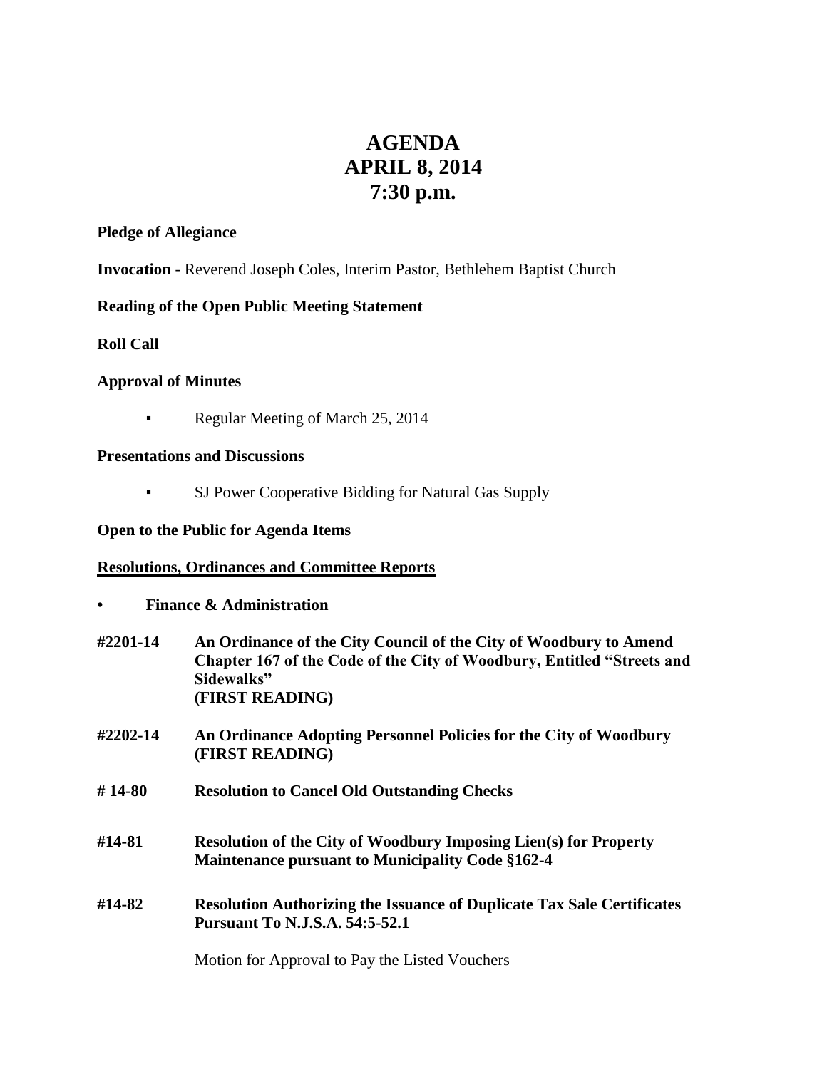# AGENDA
# APRIL 8, 2014
# 7:30 p.m.

**Pledge of Allegiance**

**Invocation** - Reverend Joseph Coles, Interim Pastor, Bethlehem Baptist Church

**Reading of the Open Public Meeting Statement**

**Roll Call**

**Approval of Minutes**

- Regular Meeting of March 25, 2014

**Presentations and Discussions**

- SJ Power Cooperative Bidding for Natural Gas Supply

**Open to the Public for Agenda Items**

**Resolutions, Ordinances and Committee Reports**

- **Finance & Administration**

**#2201-14** **An Ordinance of the City Council of the City of Woodbury to Amend Chapter 167 of the Code of the City of Woodbury, Entitled "Streets and Sidewalks" (FIRST READING)**

**#2202-14** **An Ordinance Adopting Personnel Policies for the City of Woodbury (FIRST READING)**

**# 14-80** **Resolution to Cancel Old Outstanding Checks**

**#14-81** **Resolution of the City of Woodbury Imposing Lien(s) for Property Maintenance pursuant to Municipality Code §162-4**

**#14-82** **Resolution Authorizing the Issuance of Duplicate Tax Sale Certificates Pursuant To N.J.S.A. 54:5-52.1**

Motion for Approval to Pay the Listed Vouchers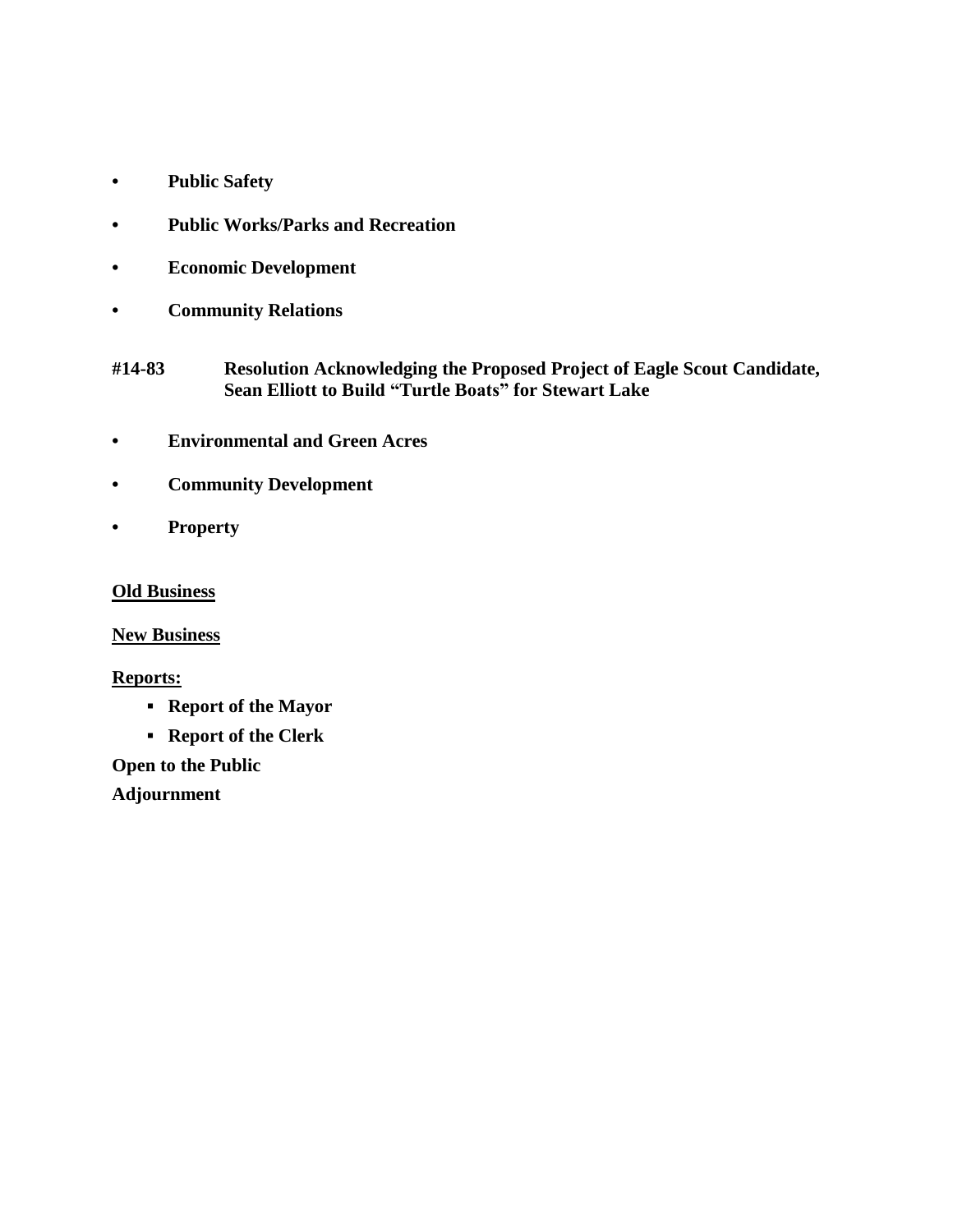- **Public Safety**
- **Public Works/Parks and Recreation**
- **Economic Development**
- **Community Relations**

**#14-83 Resolution Acknowledging the Proposed Project of Eagle Scout Candidate, Sean Elliott to Build "Turtle Boats" for Stewart Lake**

- **Environmental and Green Acres**
- **Community Development**
- **Property**

**<u>Old Business</u>**

**<u>New Business</u>**

**<u>Reports:</u>**

- **Report of the Mayor**
- **Report of the Clerk**

**Open to the Public**

**Adjournment**